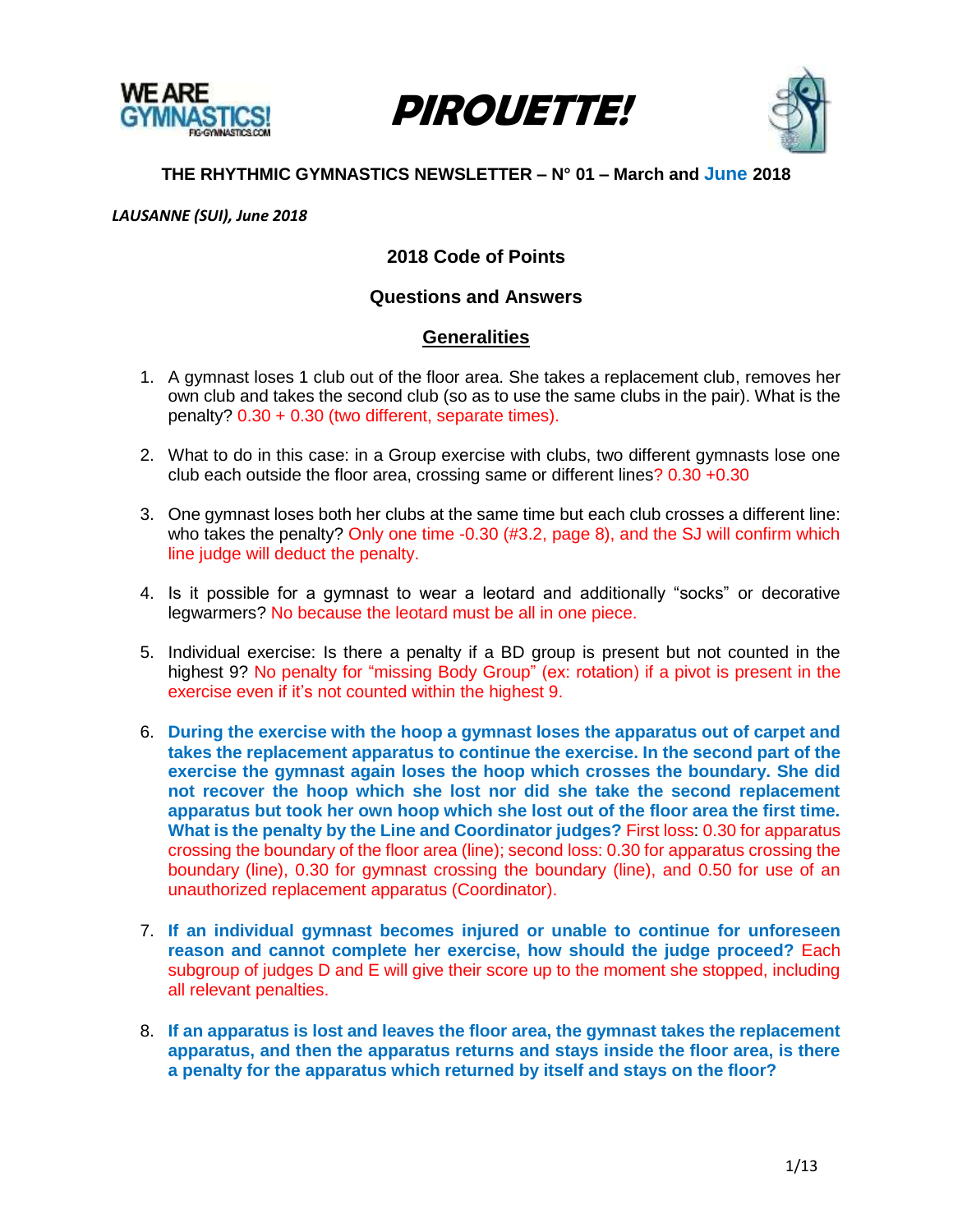WE ARE GYMNASTICS!

# PIROUETTE!

**THE RHYTHMIC GYMNASTICS NEWSLETTER – N° 01 – March and June 2018**

***LAUSANNE (SUI), June 2018***

## 2018 Code of Points

## Questions and Answers

### Generalities

1. A gymnast loses 1 club out of the floor area. She takes a replacement club, removes her own club and takes the second club (so as to use the same clubs in the pair). What is the penalty? 0.30 + 0.30 (two different, separate times).

2. What to do in this case: in a Group exercise with clubs, two different gymnasts lose one club each outside the floor area, crossing same or different lines? 0.30 +0.30

3. One gymnast loses both her clubs at the same time but each club crosses a different line: who takes the penalty? Only one time -0.30 (#3.2, page 8), and the SJ will confirm which line judge will deduct the penalty.

4. Is it possible for a gymnast to wear a leotard and additionally "socks" or decorative legwarmers? No because the leotard must be all in one piece.

5. Individual exercise: Is there a penalty if a BD group is present but not counted in the highest 9? No penalty for "missing Body Group" (ex: rotation) if a pivot is present in the exercise even if it's not counted within the highest 9.

6. **During the exercise with the hoop a gymnast loses the apparatus out of carpet and takes the replacement apparatus to continue the exercise. In the second part of the exercise the gymnast again loses the hoop which crosses the boundary. She did not recover the hoop which she lost nor did she take the second replacement apparatus but took her own hoop which she lost out of the floor area the first time. What is the penalty by the Line and Coordinator judges?** First loss: 0.30 for apparatus crossing the boundary of the floor area (line); second loss: 0.30 for apparatus crossing the boundary (line), 0.30 for gymnast crossing the boundary (line), and 0.50 for use of an unauthorized replacement apparatus (Coordinator).

7. **If an individual gymnast becomes injured or unable to continue for unforeseen reason and cannot complete her exercise, how should the judge proceed?** Each subgroup of judges D and E will give their score up to the moment she stopped, including all relevant penalties.

8. **If an apparatus is lost and leaves the floor area, the gymnast takes the replacement apparatus, and then the apparatus returns and stays inside the floor area, is there a penalty for the apparatus which returned by itself and stays on the floor?**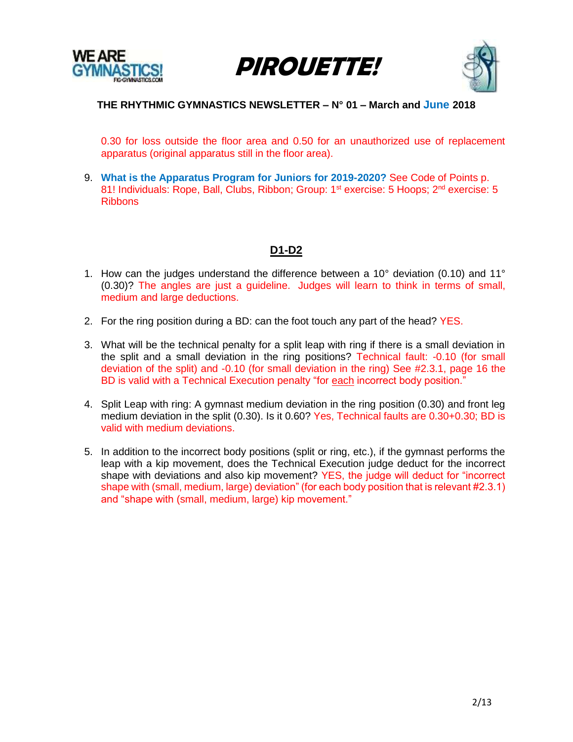0.30 for loss outside the floor area and 0.50 for an unauthorized use of replacement apparatus (original apparatus still in the floor area).

9. **What is the Apparatus Program for Juniors for 2019-2020?** See Code of Points p. 81! Individuals: Rope, Ball, Clubs, Ribbon; Group: 1st exercise: 5 Hoops; 2nd exercise: 5 Ribbons

## D1-D2

1. How can the judges understand the difference between a 10° deviation (0.10) and 11° (0.30)? The angles are just a guideline. Judges will learn to think in terms of small, medium and large deductions.

2. For the ring position during a BD: can the foot touch any part of the head? YES.

3. What will be the technical penalty for a split leap with ring if there is a small deviation in the split and a small deviation in the ring positions? Technical fault: -0.10 (for small deviation of the split) and -0.10 (for small deviation in the ring) See #2.3.1, page 16 the BD is valid with a Technical Execution penalty "for each incorrect body position."

4. Split Leap with ring: A gymnast medium deviation in the ring position (0.30) and front leg medium deviation in the split (0.30). Is it 0.60? Yes, Technical faults are 0.30+0.30; BD is valid with medium deviations.

5. In addition to the incorrect body positions (split or ring, etc.), if the gymnast performs the leap with a kip movement, does the Technical Execution judge deduct for the incorrect shape with deviations and also kip movement? YES, the judge will deduct for "incorrect shape with (small, medium, large) deviation" (for each body position that is relevant #2.3.1) and "shape with (small, medium, large) kip movement."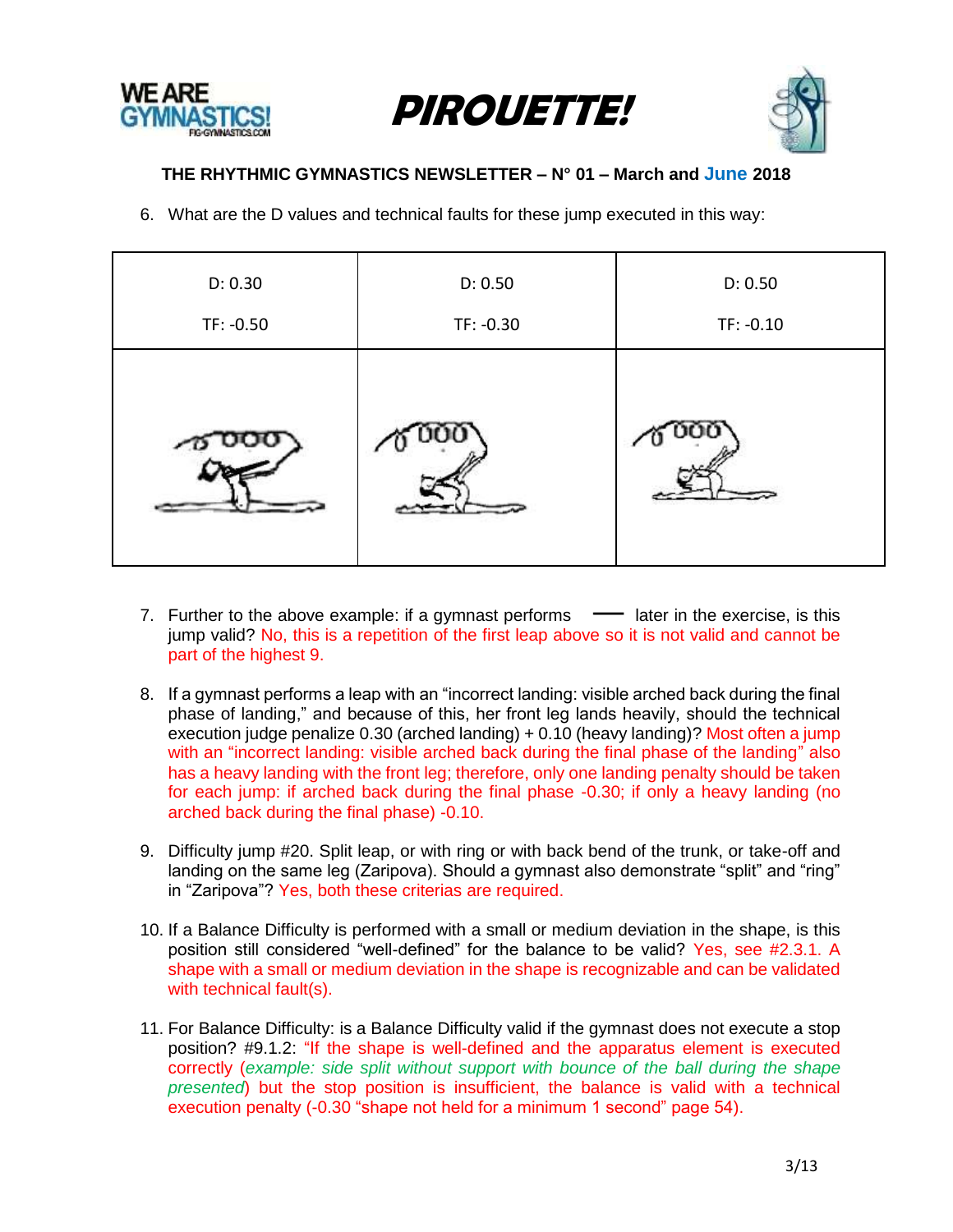6. What are the D values and technical faults for these jump executed in this way:

| | | |
|---|---|---|
| D: 0.30<br>TF: -0.50 | D: 0.50<br>TF: -0.30 | D: 0.50<br>TF: -0.10 |
| | | |

7. Further to the above example: if a gymnast performs —— later in the exercise, is this jump valid? No, this is a repetition of the first leap above so it is not valid and cannot be part of the highest 9.

8. If a gymnast performs a leap with an "incorrect landing: visible arched back during the final phase of landing," and because of this, her front leg lands heavily, should the technical execution judge penalize 0.30 (arched landing) + 0.10 (heavy landing)? Most often a jump with an "incorrect landing: visible arched back during the final phase of the landing" also has a heavy landing with the front leg; therefore, only one landing penalty should be taken for each jump: if arched back during the final phase -0.30; if only a heavy landing (no arched back during the final phase) -0.10.

9. Difficulty jump #20. Split leap, or with ring or with back bend of the trunk, or take-off and landing on the same leg (Zaripova). Should a gymnast also demonstrate "split" and "ring" in "Zaripova"? Yes, both these criterias are required.

10. If a Balance Difficulty is performed with a small or medium deviation in the shape, is this position still considered "well-defined" for the balance to be valid? Yes, see #2.3.1. A shape with a small or medium deviation in the shape is recognizable and can be validated with technical fault(s).

11. For Balance Difficulty: is a Balance Difficulty valid if the gymnast does not execute a stop position? #9.1.2: "If the shape is well-defined and the apparatus element is executed correctly (*example: side split without support with bounce of the ball during the shape presented*) but the stop position is insufficient, the balance is valid with a technical execution penalty (-0.30 "shape not held for a minimum 1 second" page 54).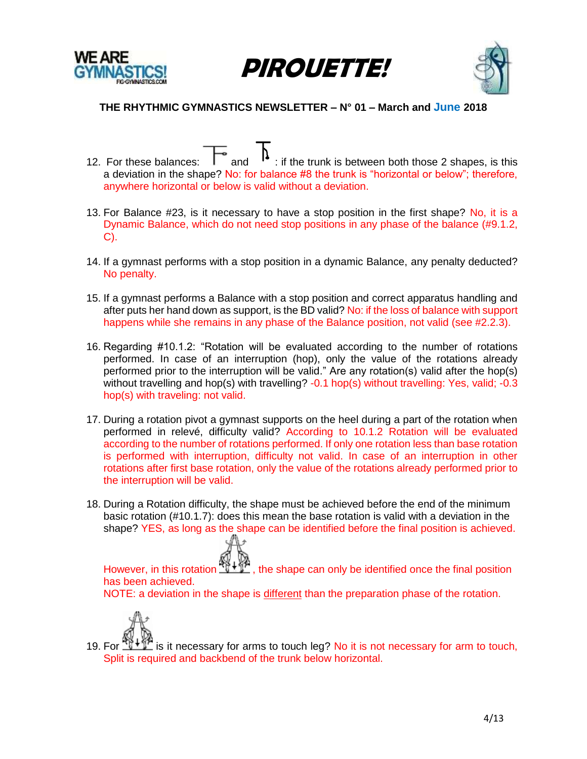12. For these balances: and : if the trunk is between both those 2 shapes, is this a deviation in the shape? No: for balance #8 the trunk is "horizontal or below"; therefore, anywhere horizontal or below is valid without a deviation.

13. For Balance #23, is it necessary to have a stop position in the first shape? No, it is a Dynamic Balance, which do not need stop positions in any phase of the balance (#9.1.2, C).

14. If a gymnast performs with a stop position in a dynamic Balance, any penalty deducted? No penalty.

15. If a gymnast performs a Balance with a stop position and correct apparatus handling and after puts her hand down as support, is the BD valid? No: if the loss of balance with support happens while she remains in any phase of the Balance position, not valid (see #2.2.3).

16. Regarding #10.1.2: "Rotation will be evaluated according to the number of rotations performed. In case of an interruption (hop), only the value of the rotations already performed prior to the interruption will be valid." Are any rotation(s) valid after the hop(s) without travelling and hop(s) with travelling? -0.1 hop(s) without travelling: Yes, valid; -0.3 hop(s) with traveling: not valid.

17. During a rotation pivot a gymnast supports on the heel during a part of the rotation when performed in relevé, difficulty valid? According to 10.1.2 Rotation will be evaluated according to the number of rotations performed. If only one rotation less than base rotation is performed with interruption, difficulty not valid. In case of an interruption in other rotations after first base rotation, only the value of the rotations already performed prior to the interruption will be valid.

18. During a Rotation difficulty, the shape must be achieved before the end of the minimum basic rotation (#10.1.7): does this mean the base rotation is valid with a deviation in the shape? YES, as long as the shape can be identified before the final position is achieved.

    However, in this rotation , the shape can only be identified once the final position has been achieved.
    NOTE: a deviation in the shape is different than the preparation phase of the rotation.

19. For is it necessary for arms to touch leg? No it is not necessary for arm to touch, Split is required and backbend of the trunk below horizontal.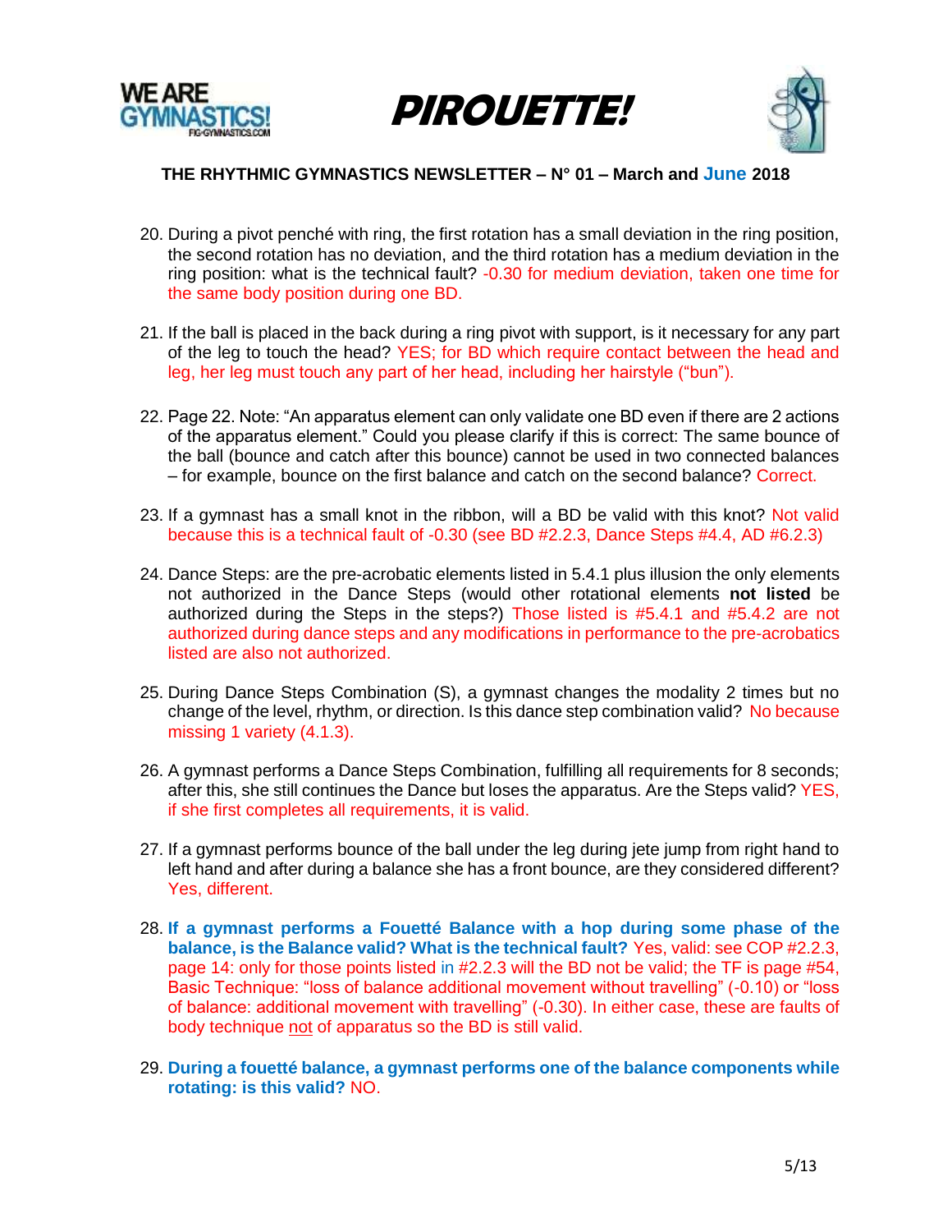20. During a pivot penché with ring, the first rotation has a small deviation in the ring position, the second rotation has no deviation, and the third rotation has a medium deviation in the ring position: what is the technical fault? -0.30 for medium deviation, taken one time for the same body position during one BD.

21. If the ball is placed in the back during a ring pivot with support, is it necessary for any part of the leg to touch the head? YES; for BD which require contact between the head and leg, her leg must touch any part of her head, including her hairstyle ("bun").

22. Page 22. Note: "An apparatus element can only validate one BD even if there are 2 actions of the apparatus element." Could you please clarify if this is correct: The same bounce of the ball (bounce and catch after this bounce) cannot be used in two connected balances – for example, bounce on the first balance and catch on the second balance? Correct.

23. If a gymnast has a small knot in the ribbon, will a BD be valid with this knot? Not valid because this is a technical fault of -0.30 (see BD #2.2.3, Dance Steps #4.4, AD #6.2.3)

24. Dance Steps: are the pre-acrobatic elements listed in 5.4.1 plus illusion the only elements not authorized in the Dance Steps (would other rotational elements **not listed** be authorized during the Steps in the steps?) Those listed is #5.4.1 and #5.4.2 are not authorized during dance steps and any modifications in performance to the pre-acrobatics listed are also not authorized.

25. During Dance Steps Combination (S), a gymnast changes the modality 2 times but no change of the level, rhythm, or direction. Is this dance step combination valid? No because missing 1 variety (4.1.3).

26. A gymnast performs a Dance Steps Combination, fulfilling all requirements for 8 seconds; after this, she still continues the Dance but loses the apparatus. Are the Steps valid? YES, if she first completes all requirements, it is valid.

27. If a gymnast performs bounce of the ball under the leg during jete jump from right hand to left hand and after during a balance she has a front bounce, are they considered different? Yes, different.

28. **If a gymnast performs a Fouetté Balance with a hop during some phase of the balance, is the Balance valid? What is the technical fault?** Yes, valid: see COP #2.2.3, page 14: only for those points listed in #2.2.3 will the BD not be valid; the TF is page #54, Basic Technique: "loss of balance additional movement without travelling" (-0.10) or "loss of balance: additional movement with travelling" (-0.30). In either case, these are faults of body technique not of apparatus so the BD is still valid.

29. **During a fouetté balance, a gymnast performs one of the balance components while rotating: is this valid?** NO.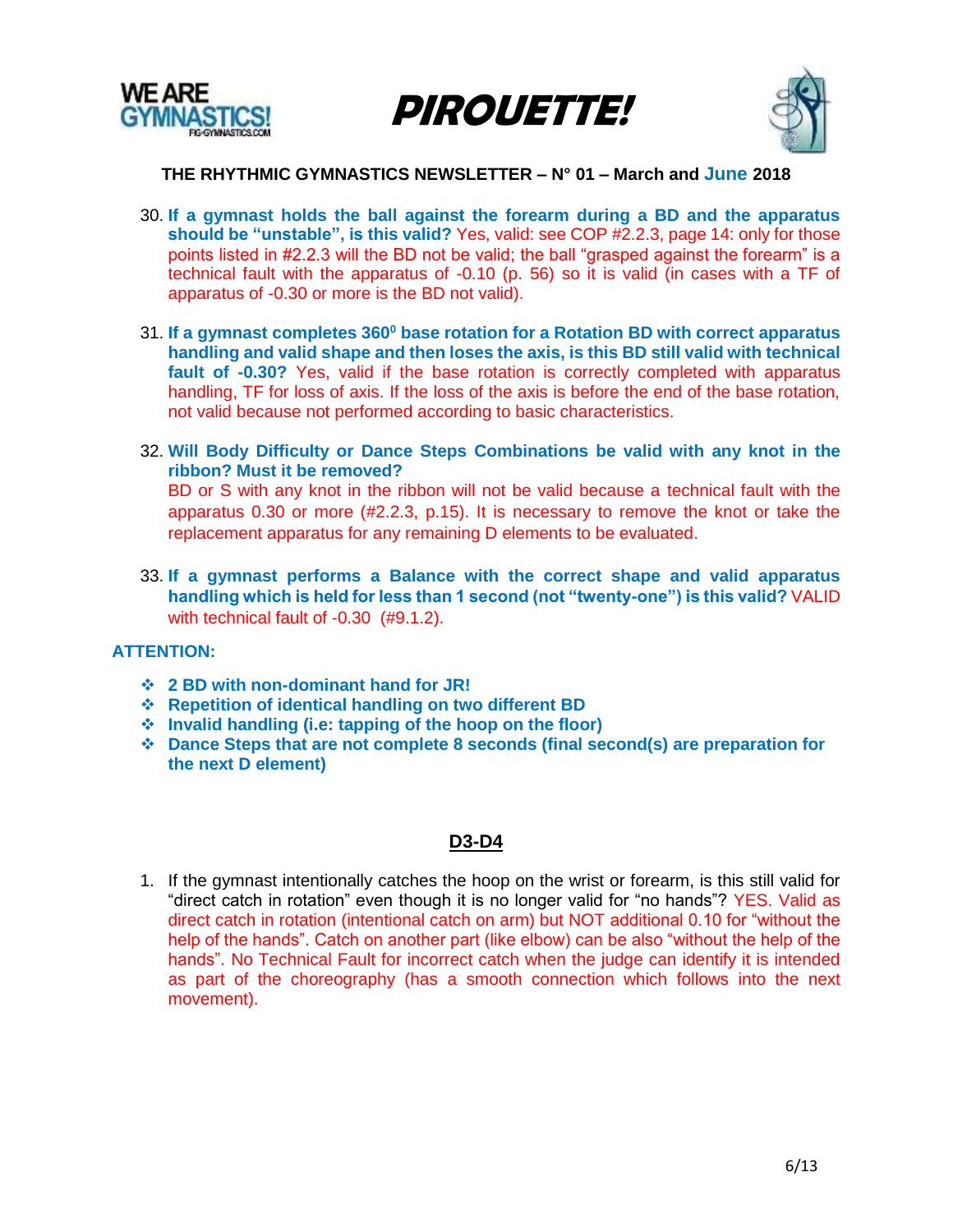30. **If a gymnast holds the ball against the forearm during a BD and the apparatus should be "unstable", is this valid?** Yes, valid: see COP #2.2.3, page 14: only for those points listed in #2.2.3 will the BD not be valid; the ball "grasped against the forearm" is a technical fault with the apparatus of -0.10 (p. 56) so it is valid (in cases with a TF of apparatus of -0.30 or more is the BD not valid).

31. **If a gymnast completes 360⁰ base rotation for a Rotation BD with correct apparatus handling and valid shape and then loses the axis, is this BD still valid with technical fault of -0.30?** Yes, valid if the base rotation is correctly completed with apparatus handling, TF for loss of axis. If the loss of the axis is before the end of the base rotation, not valid because not performed according to basic characteristics.

32. **Will Body Difficulty or Dance Steps Combinations be valid with any knot in the ribbon? Must it be removed?**
BD or S with any knot in the ribbon will not be valid because a technical fault with the apparatus 0.30 or more (#2.2.3, p.15). It is necessary to remove the knot or take the replacement apparatus for any remaining D elements to be evaluated.

33. **If a gymnast performs a Balance with the correct shape and valid apparatus handling which is held for less than 1 second (not "twenty-one") is this valid?** VALID with technical fault of -0.30 (#9.1.2).

**ATTENTION:**

- **2 BD with non-dominant hand for JR!**
- **Repetition of identical handling on two different BD**
- **Invalid handling (i.e: tapping of the hoop on the floor)**
- **Dance Steps that are not complete 8 seconds (final second(s) are preparation for the next D element)**

## D3-D4

1. If the gymnast intentionally catches the hoop on the wrist or forearm, is this still valid for "direct catch in rotation" even though it is no longer valid for "no hands"? YES. Valid as direct catch in rotation (intentional catch on arm) but NOT additional 0.10 for "without the help of the hands". Catch on another part (like elbow) can be also "without the help of the hands". No Technical Fault for incorrect catch when the judge can identify it is intended as part of the choreography (has a smooth connection which follows into the next movement).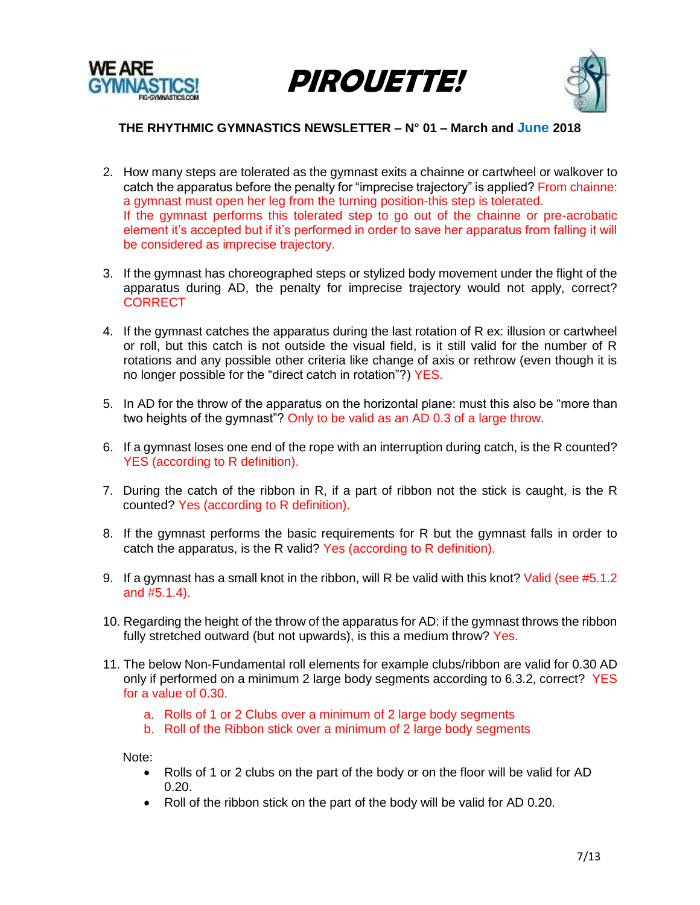2. How many steps are tolerated as the gymnast exits a chainne or cartwheel or walkover to catch the apparatus before the penalty for "imprecise trajectory" is applied? From chainne: a gymnast must open her leg from the turning position-this step is tolerated.
   If the gymnast performs this tolerated step to go out of the chainne or pre-acrobatic element it's accepted but if it's performed in order to save her apparatus from falling it will be considered as imprecise trajectory.

3. If the gymnast has choreographed steps or stylized body movement under the flight of the apparatus during AD, the penalty for imprecise trajectory would not apply, correct? CORRECT

4. If the gymnast catches the apparatus during the last rotation of R ex: illusion or cartwheel or roll, but this catch is not outside the visual field, is it still valid for the number of R rotations and any possible other criteria like change of axis or rethrow (even though it is no longer possible for the "direct catch in rotation"?) YES.

5. In AD for the throw of the apparatus on the horizontal plane: must this also be "more than two heights of the gymnast"? Only to be valid as an AD 0.3 of a large throw.

6. If a gymnast loses one end of the rope with an interruption during catch, is the R counted? YES (according to R definition).

7. During the catch of the ribbon in R, if a part of ribbon not the stick is caught, is the R counted? Yes (according to R definition).

8. If the gymnast performs the basic requirements for R but the gymnast falls in order to catch the apparatus, is the R valid? Yes (according to R definition).

9. If a gymnast has a small knot in the ribbon, will R be valid with this knot? Valid (see #5.1.2 and #5.1.4).

10. Regarding the height of the throw of the apparatus for AD: if the gymnast throws the ribbon fully stretched outward (but not upwards), is this a medium throw? Yes.

11. The below Non-Fundamental roll elements for example clubs/ribbon are valid for 0.30 AD only if performed on a minimum 2 large body segments according to 6.3.2, correct? YES for a value of 0.30.

    a. Rolls of 1 or 2 Clubs over a minimum of 2 large body segments
    b. Roll of the Ribbon stick over a minimum of 2 large body segments

    Note:
    - Rolls of 1 or 2 clubs on the part of the body or on the floor will be valid for AD 0.20.
    - Roll of the ribbon stick on the part of the body will be valid for AD 0.20.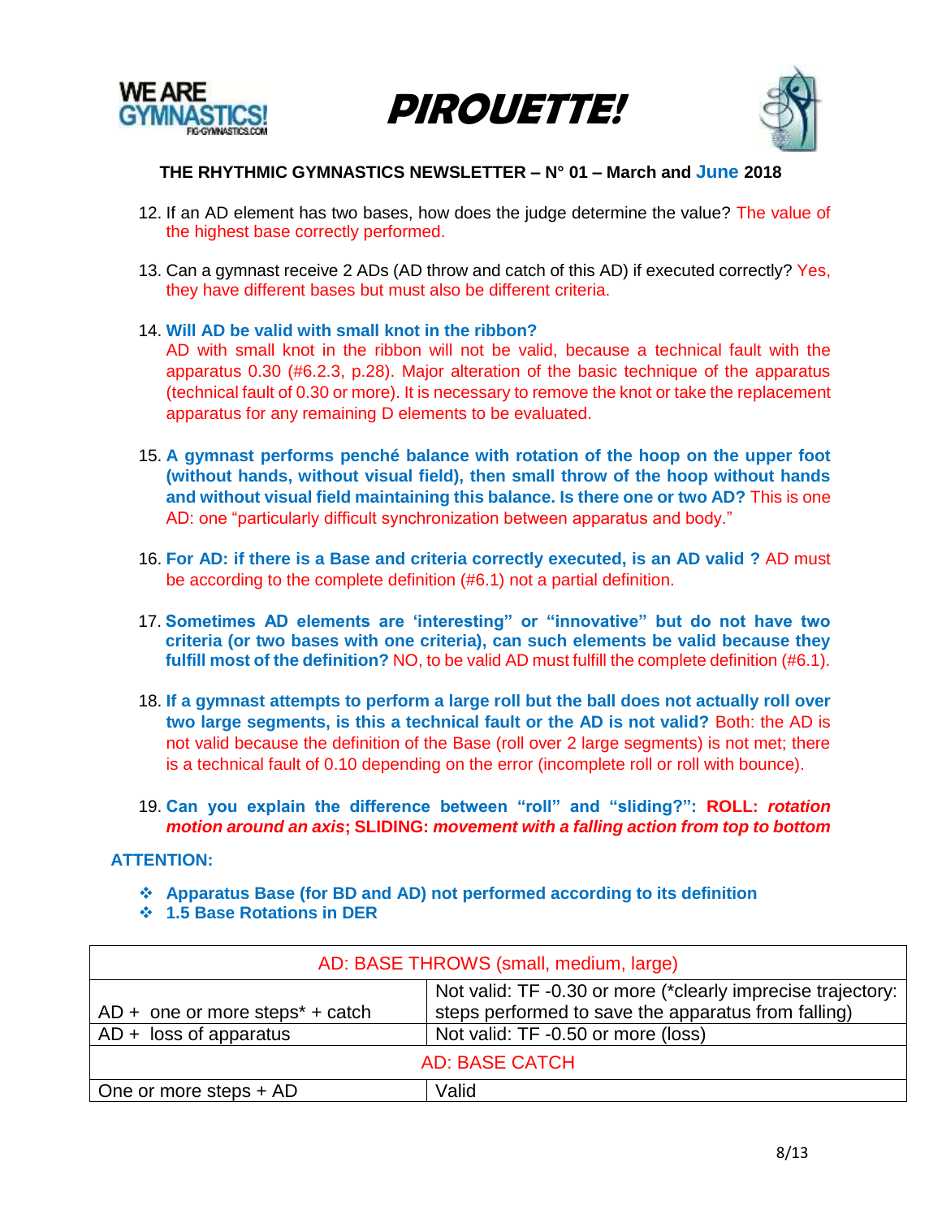**THE RHYTHMIC GYMNASTICS NEWSLETTER – N° 01 – March and June 2018**

12. If an AD element has two bases, how does the judge determine the value? The value of the highest base correctly performed.

13. Can a gymnast receive 2 ADs (AD throw and catch of this AD) if executed correctly? Yes, they have different bases but must also be different criteria.

14. **Will AD be valid with small knot in the ribbon?**
AD with small knot in the ribbon will not be valid, because a technical fault with the apparatus 0.30 (#6.2.3, p.28). Major alteration of the basic technique of the apparatus (technical fault of 0.30 or more). It is necessary to remove the knot or take the replacement apparatus for any remaining D elements to be evaluated.

15. **A gymnast performs penché balance with rotation of the hoop on the upper foot (without hands, without visual field), then small throw of the hoop without hands and without visual field maintaining this balance. Is there one or two AD?** This is one AD: one "particularly difficult synchronization between apparatus and body."

16. **For AD: if there is a Base and criteria correctly executed, is an AD valid ?** AD must be according to the complete definition (#6.1) not a partial definition.

17. **Sometimes AD elements are 'interesting" or "innovative" but do not have two criteria (or two bases with one criteria), can such elements be valid because they fulfill most of the definition?** NO, to be valid AD must fulfill the complete definition (#6.1).

18. **If a gymnast attempts to perform a large roll but the ball does not actually roll over two large segments, is this a technical fault or the AD is not valid?** Both: the AD is not valid because the definition of the Base (roll over 2 large segments) is not met; there is a technical fault of 0.10 depending on the error (incomplete roll or roll with bounce).

19. **Can you explain the difference between "roll" and "sliding?": ROLL: *rotation motion around an axis*; SLIDING: *movement with a falling action from top to bottom***

**ATTENTION:**

- **Apparatus Base (for BD and AD) not performed according to its definition**
- **1.5 Base Rotations in DER**

| AD: BASE THROWS (small, medium, large) | |
|---|---|
| AD + one or more steps* + catch | Not valid: TF -0.30 or more (*clearly imprecise trajectory: steps performed to save the apparatus from falling) |
| AD + loss of apparatus | Not valid: TF -0.50 or more (loss) |
| AD: BASE CATCH | |
| One or more steps + AD | Valid |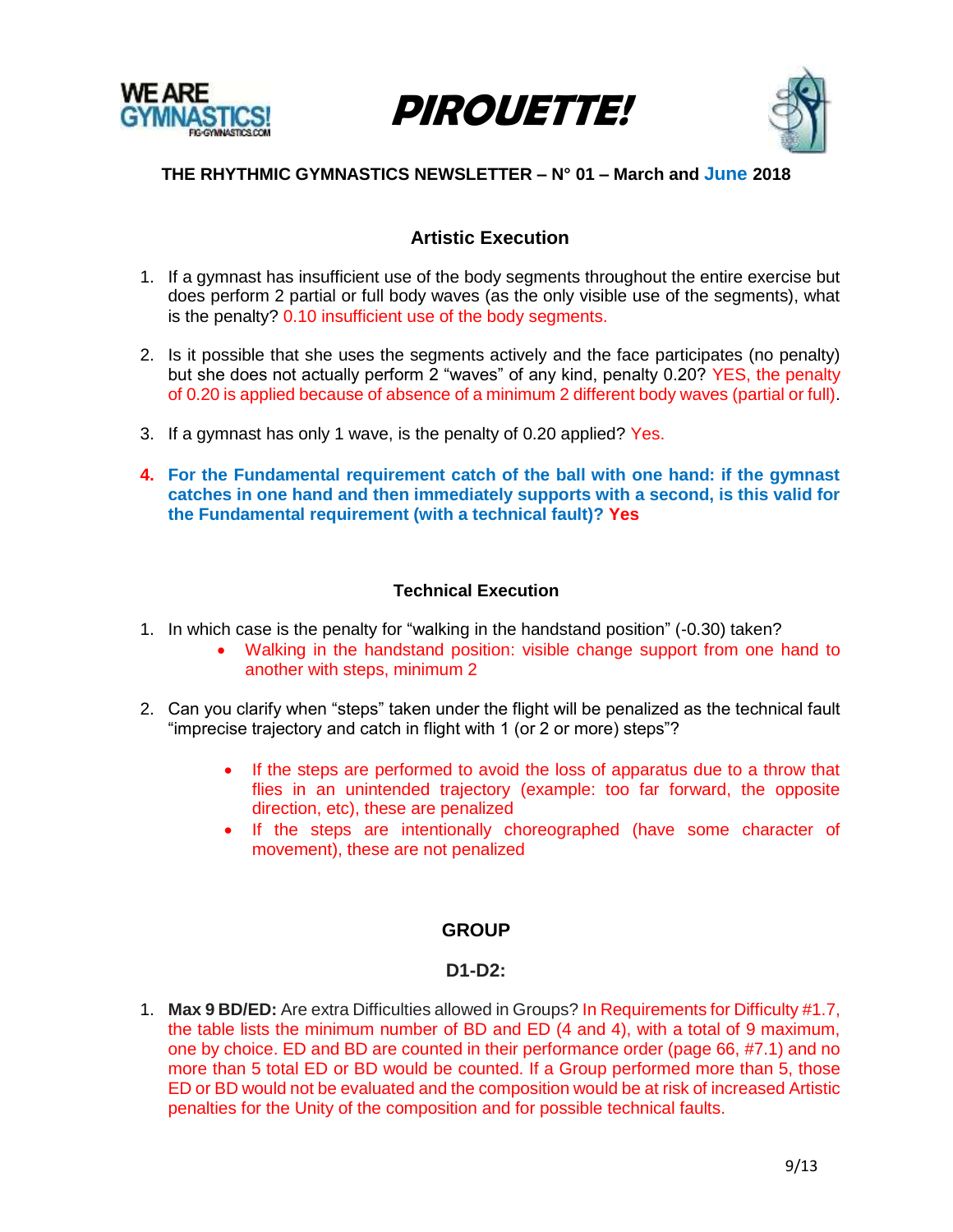**PIROUETTE!**

**THE RHYTHMIC GYMNASTICS NEWSLETTER – N° 01 – March and June 2018**

## Artistic Execution

1. If a gymnast has insufficient use of the body segments throughout the entire exercise but does perform 2 partial or full body waves (as the only visible use of the segments), what is the penalty? 0.10 insufficient use of the body segments.

2. Is it possible that she uses the segments actively and the face participates (no penalty) but she does not actually perform 2 "waves" of any kind, penalty 0.20? YES, the penalty of 0.20 is applied because of absence of a minimum 2 different body waves (partial or full).

3. If a gymnast has only 1 wave, is the penalty of 0.20 applied? Yes.

4. **For the Fundamental requirement catch of the ball with one hand: if the gymnast catches in one hand and then immediately supports with a second, is this valid for the Fundamental requirement (with a technical fault)? Yes**

## Technical Execution

1. In which case is the penalty for "walking in the handstand position" (-0.30) taken?
   - Walking in the handstand position: visible change support from one hand to another with steps, minimum 2

2. Can you clarify when "steps" taken under the flight will be penalized as the technical fault "imprecise trajectory and catch in flight with 1 (or 2 or more) steps"?
   - If the steps are performed to avoid the loss of apparatus due to a throw that flies in an unintended trajectory (example: too far forward, the opposite direction, etc), these are penalized
   - If the steps are intentionally choreographed (have some character of movement), these are not penalized

## GROUP

### D1-D2:

1. **Max 9 BD/ED:** Are extra Difficulties allowed in Groups? In Requirements for Difficulty #1.7, the table lists the minimum number of BD and ED (4 and 4), with a total of 9 maximum, one by choice. ED and BD are counted in their performance order (page 66, #7.1) and no more than 5 total ED or BD would be counted. If a Group performed more than 5, those ED or BD would not be evaluated and the composition would be at risk of increased Artistic penalties for the Unity of the composition and for possible technical faults.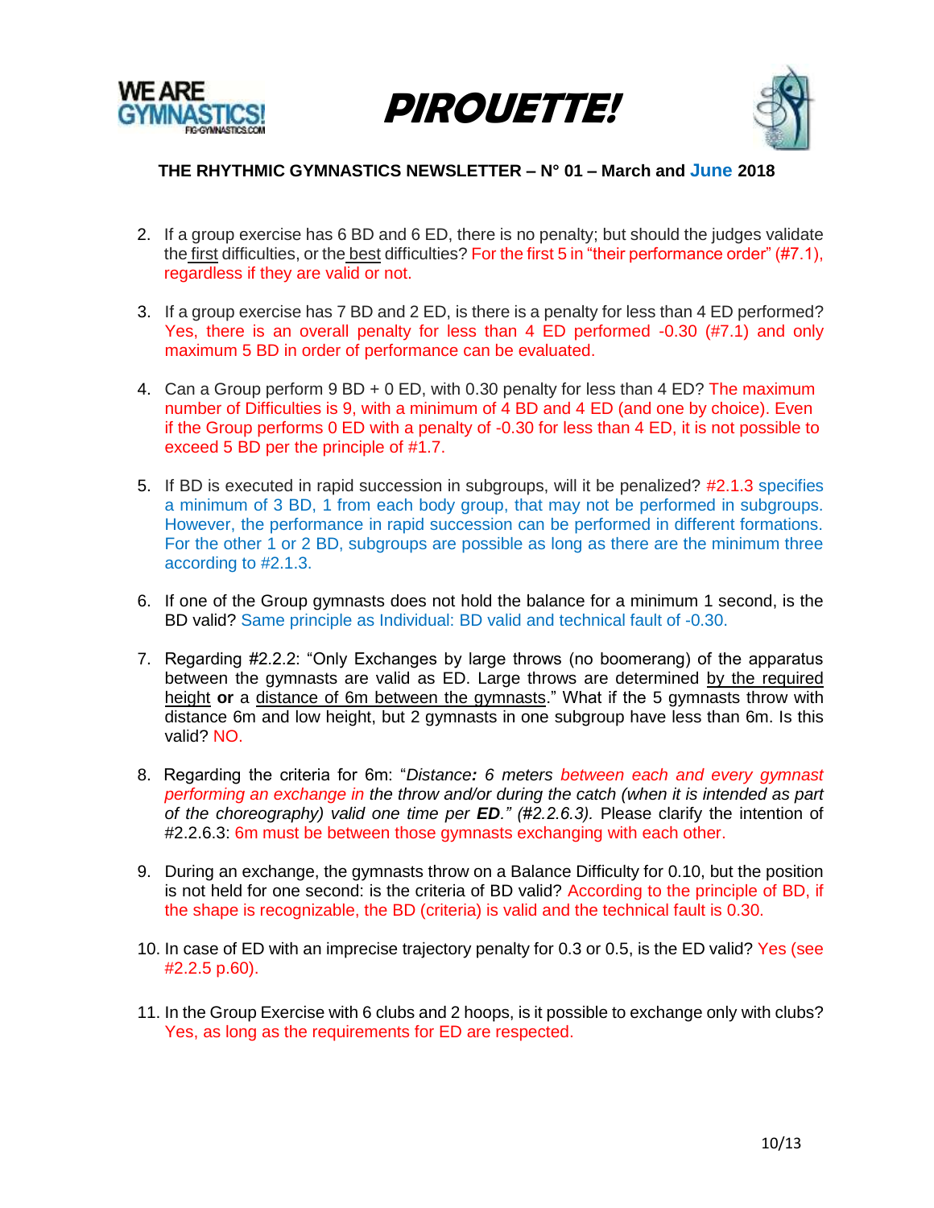2. If a group exercise has 6 BD and 6 ED, there is no penalty; but should the judges validate the first difficulties, or the best difficulties? For the first 5 in "their performance order" (#7.1), regardless if they are valid or not.

3. If a group exercise has 7 BD and 2 ED, is there is a penalty for less than 4 ED performed? Yes, there is an overall penalty for less than 4 ED performed -0.30 (#7.1) and only maximum 5 BD in order of performance can be evaluated.

4. Can a Group perform 9 BD + 0 ED, with 0.30 penalty for less than 4 ED? The maximum number of Difficulties is 9, with a minimum of 4 BD and 4 ED (and one by choice). Even if the Group performs 0 ED with a penalty of -0.30 for less than 4 ED, it is not possible to exceed 5 BD per the principle of #1.7.

5. If BD is executed in rapid succession in subgroups, will it be penalized? #2.1.3 specifies a minimum of 3 BD, 1 from each body group, that may not be performed in subgroups. However, the performance in rapid succession can be performed in different formations. For the other 1 or 2 BD, subgroups are possible as long as there are the minimum three according to #2.1.3.

6. If one of the Group gymnasts does not hold the balance for a minimum 1 second, is the BD valid? Same principle as Individual: BD valid and technical fault of -0.30.

7. Regarding #2.2.2: "Only Exchanges by large throws (no boomerang) of the apparatus between the gymnasts are valid as ED. Large throws are determined by the required height **or** a distance of 6m between the gymnasts." What if the 5 gymnasts throw with distance 6m and low height, but 2 gymnasts in one subgroup have less than 6m. Is this valid? NO.

8. Regarding the criteria for 6m: "*Distance**:** 6 meters between each and every gymnast performing an exchange in the throw and/or during the catch (when it is intended as part of the choreography) valid one time per **ED**." (#2.2.6.3).* Please clarify the intention of #2.2.6.3: 6m must be between those gymnasts exchanging with each other.

9. During an exchange, the gymnasts throw on a Balance Difficulty for 0.10, but the position is not held for one second: is the criteria of BD valid? According to the principle of BD, if the shape is recognizable, the BD (criteria) is valid and the technical fault is 0.30.

10. In case of ED with an imprecise trajectory penalty for 0.3 or 0.5, is the ED valid? Yes (see #2.2.5 p.60).

11. In the Group Exercise with 6 clubs and 2 hoops, is it possible to exchange only with clubs? Yes, as long as the requirements for ED are respected.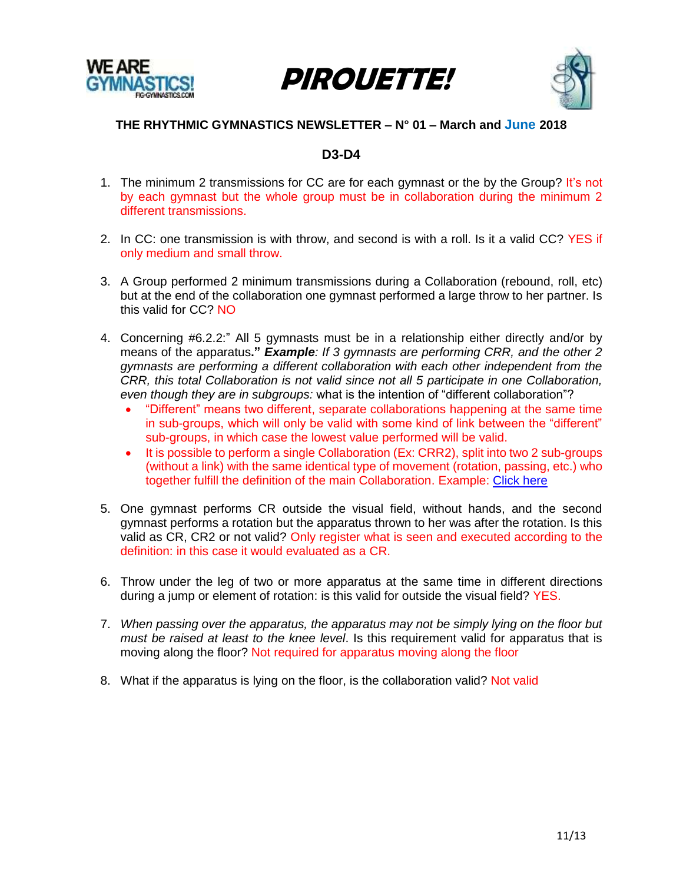**PIROUETTE!**

**THE RHYTHMIC GYMNASTICS NEWSLETTER – N° 01 – March and June 2018**

## D3-D4

1. The minimum 2 transmissions for CC are for each gymnast or the by the Group? It's not by each gymnast but the whole group must be in collaboration during the minimum 2 different transmissions.

2. In CC: one transmission is with throw, and second is with a roll. Is it a valid CC? YES if only medium and small throw.

3. A Group performed 2 minimum transmissions during a Collaboration (rebound, roll, etc) but at the end of the collaboration one gymnast performed a large throw to her partner. Is this valid for CC? NO

4. Concerning #6.2.2:" All 5 gymnasts must be in a relationship either directly and/or by means of the apparatus**."** ***Example****: If 3 gymnasts are performing CRR, and the other 2 gymnasts are performing a different collaboration with each other independent from the CRR, this total Collaboration is not valid since not all 5 participate in one Collaboration, even though they are in subgroups:* what is the intention of "different collaboration"?
   - "Different" means two different, separate collaborations happening at the same time in sub-groups, which will only be valid with some kind of link between the "different" sub-groups, in which case the lowest value performed will be valid.
   - It is possible to perform a single Collaboration (Ex: CRR2), split into two 2 sub-groups (without a link) with the same identical type of movement (rotation, passing, etc.) who together fulfill the definition of the main Collaboration. Example: Click here

5. One gymnast performs CR outside the visual field, without hands, and the second gymnast performs a rotation but the apparatus thrown to her was after the rotation. Is this valid as CR, CR2 or not valid? Only register what is seen and executed according to the definition: in this case it would evaluated as a CR.

6. Throw under the leg of two or more apparatus at the same time in different directions during a jump or element of rotation: is this valid for outside the visual field? YES.

7. *When passing over the apparatus, the apparatus may not be simply lying on the floor but must be raised at least to the knee level*. Is this requirement valid for apparatus that is moving along the floor? Not required for apparatus moving along the floor

8. What if the apparatus is lying on the floor, is the collaboration valid? Not valid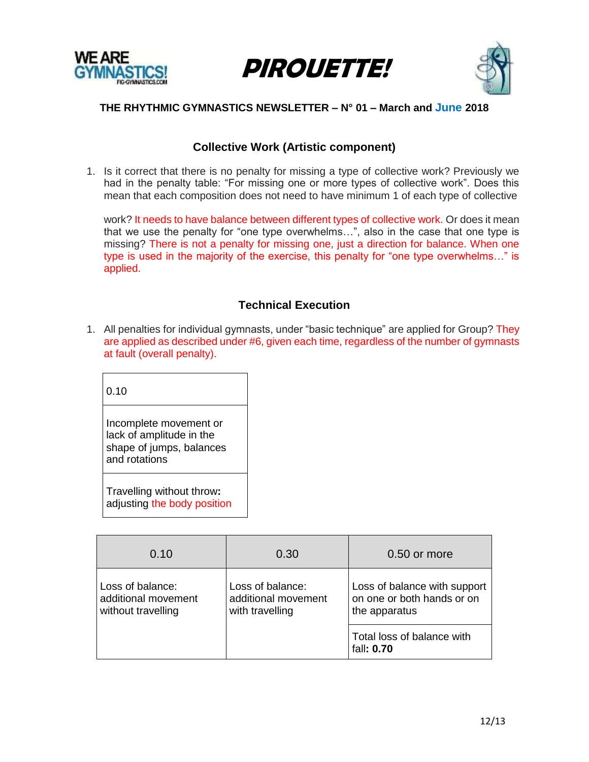### Collective Work (Artistic component)

1. Is it correct that there is no penalty for missing a type of collective work? Previously we had in the penalty table: "For missing one or more types of collective work". Does this mean that each composition does not need to have minimum 1 of each type of collective

   work? It needs to have balance between different types of collective work. Or does it mean that we use the penalty for "one type overwhelms…", also in the case that one type is missing? There is not a penalty for missing one, just a direction for balance. When one type is used in the majority of the exercise, this penalty for "one type overwhelms…" is applied.

### Technical Execution

1. All penalties for individual gymnasts, under "basic technique" are applied for Group? They are applied as described under #6, given each time, regardless of the number of gymnasts at fault (overall penalty).

| 0.10 |
|---|
| Incomplete movement or lack of amplitude in the shape of jumps, balances and rotations |
| Travelling without throw: adjusting the body position |

| 0.10 | 0.30 | 0.50 or more |
|---|---|---|
| Loss of balance: additional movement without travelling | Loss of balance: additional movement with travelling | Loss of balance with support on one or both hands or on the apparatus |
| | | Total loss of balance with fall: **0.70** |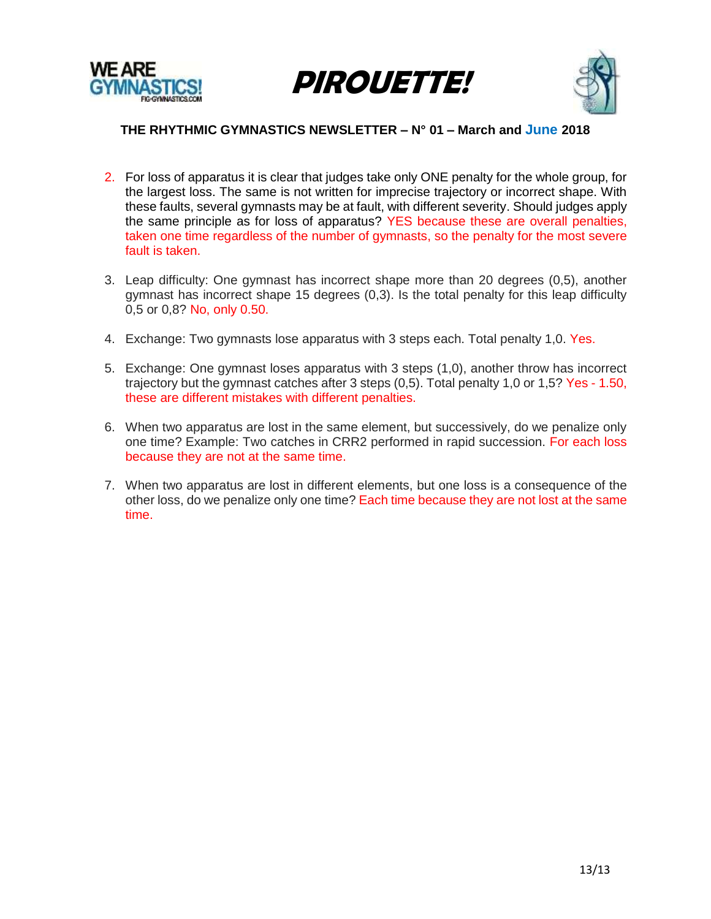2. For loss of apparatus it is clear that judges take only ONE penalty for the whole group, for the largest loss. The same is not written for imprecise trajectory or incorrect shape. With these faults, several gymnasts may be at fault, with different severity. Should judges apply the same principle as for loss of apparatus? YES because these are overall penalties, taken one time regardless of the number of gymnasts, so the penalty for the most severe fault is taken.

3. Leap difficulty: One gymnast has incorrect shape more than 20 degrees (0,5), another gymnast has incorrect shape 15 degrees (0,3). Is the total penalty for this leap difficulty 0,5 or 0,8? No, only 0.50.

4. Exchange: Two gymnasts lose apparatus with 3 steps each. Total penalty 1,0. Yes.

5. Exchange: One gymnast loses apparatus with 3 steps (1,0), another throw has incorrect trajectory but the gymnast catches after 3 steps (0,5). Total penalty 1,0 or 1,5? Yes - 1.50, these are different mistakes with different penalties.

6. When two apparatus are lost in the same element, but successively, do we penalize only one time? Example: Two catches in CRR2 performed in rapid succession. For each loss because they are not at the same time.

7. When two apparatus are lost in different elements, but one loss is a consequence of the other loss, do we penalize only one time? Each time because they are not lost at the same time.